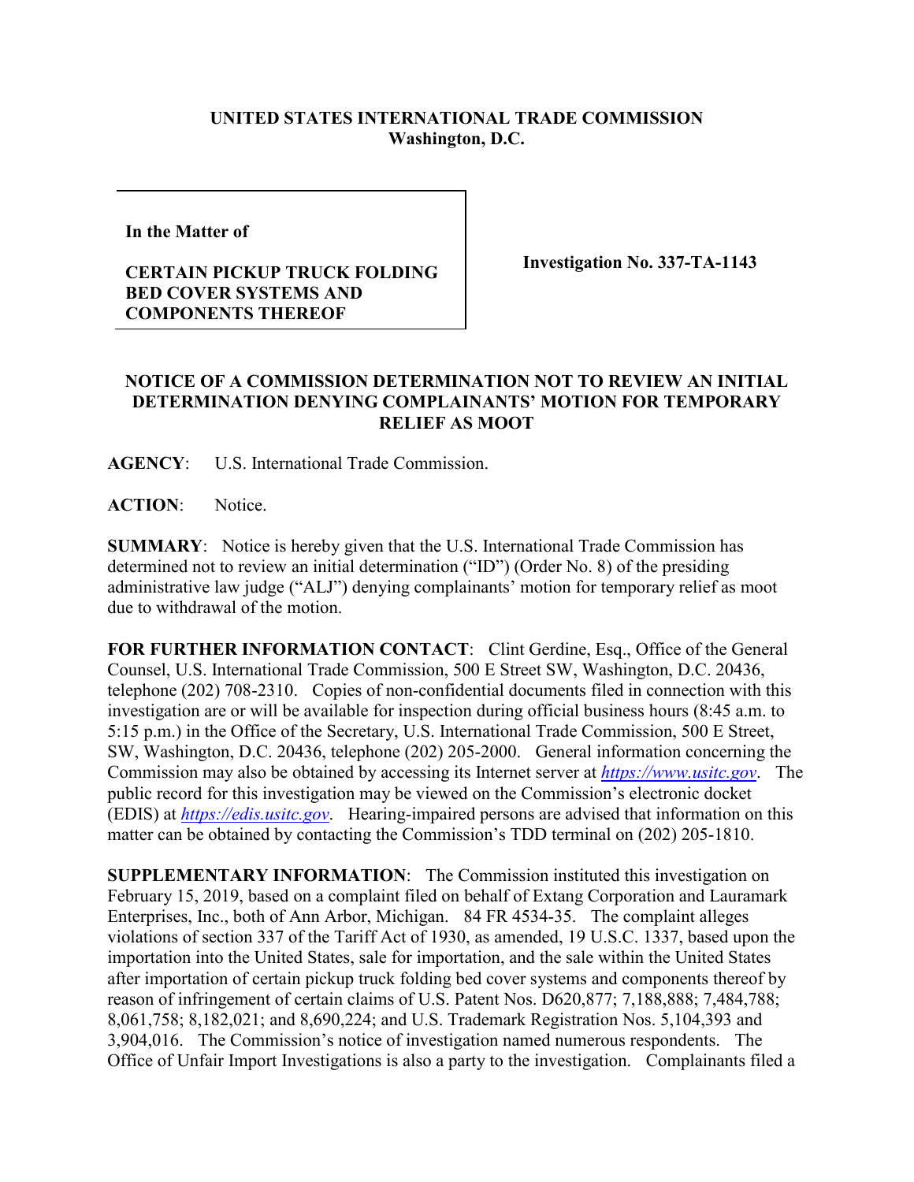**UNITED STATES INTERNATIONAL TRADE COMMISSION**
**Washington, D.C.**

| In the Matter of<br><br>**CERTAIN PICKUP TRUCK FOLDING BED COVER SYSTEMS AND COMPONENTS THEREOF** | **Investigation No. 337-TA-1143** |
|---|---|

**NOTICE OF A COMMISSION DETERMINATION NOT TO REVIEW AN INITIAL DETERMINATION DENYING COMPLAINANTS' MOTION FOR TEMPORARY RELIEF AS MOOT**

**AGENCY**: U.S. International Trade Commission.

**ACTION**: Notice.

**SUMMARY**: Notice is hereby given that the U.S. International Trade Commission has determined not to review an initial determination ("ID") (Order No. 8) of the presiding administrative law judge ("ALJ") denying complainants' motion for temporary relief as moot due to withdrawal of the motion.

**FOR FURTHER INFORMATION CONTACT**: Clint Gerdine, Esq., Office of the General Counsel, U.S. International Trade Commission, 500 E Street SW, Washington, D.C. 20436, telephone (202) 708-2310. Copies of non-confidential documents filed in connection with this investigation are or will be available for inspection during official business hours (8:45 a.m. to 5:15 p.m.) in the Office of the Secretary, U.S. International Trade Commission, 500 E Street, SW, Washington, D.C. 20436, telephone (202) 205-2000. General information concerning the Commission may also be obtained by accessing its Internet server at *https://www.usitc.gov*. The public record for this investigation may be viewed on the Commission's electronic docket (EDIS) at *https://edis.usitc.gov*. Hearing-impaired persons are advised that information on this matter can be obtained by contacting the Commission's TDD terminal on (202) 205-1810.

**SUPPLEMENTARY INFORMATION**: The Commission instituted this investigation on February 15, 2019, based on a complaint filed on behalf of Extang Corporation and Lauramark Enterprises, Inc., both of Ann Arbor, Michigan. 84 FR 4534-35. The complaint alleges violations of section 337 of the Tariff Act of 1930, as amended, 19 U.S.C. 1337, based upon the importation into the United States, sale for importation, and the sale within the United States after importation of certain pickup truck folding bed cover systems and components thereof by reason of infringement of certain claims of U.S. Patent Nos. D620,877; 7,188,888; 7,484,788; 8,061,758; 8,182,021; and 8,690,224; and U.S. Trademark Registration Nos. 5,104,393 and 3,904,016. The Commission's notice of investigation named numerous respondents. The Office of Unfair Import Investigations is also a party to the investigation. Complainants filed a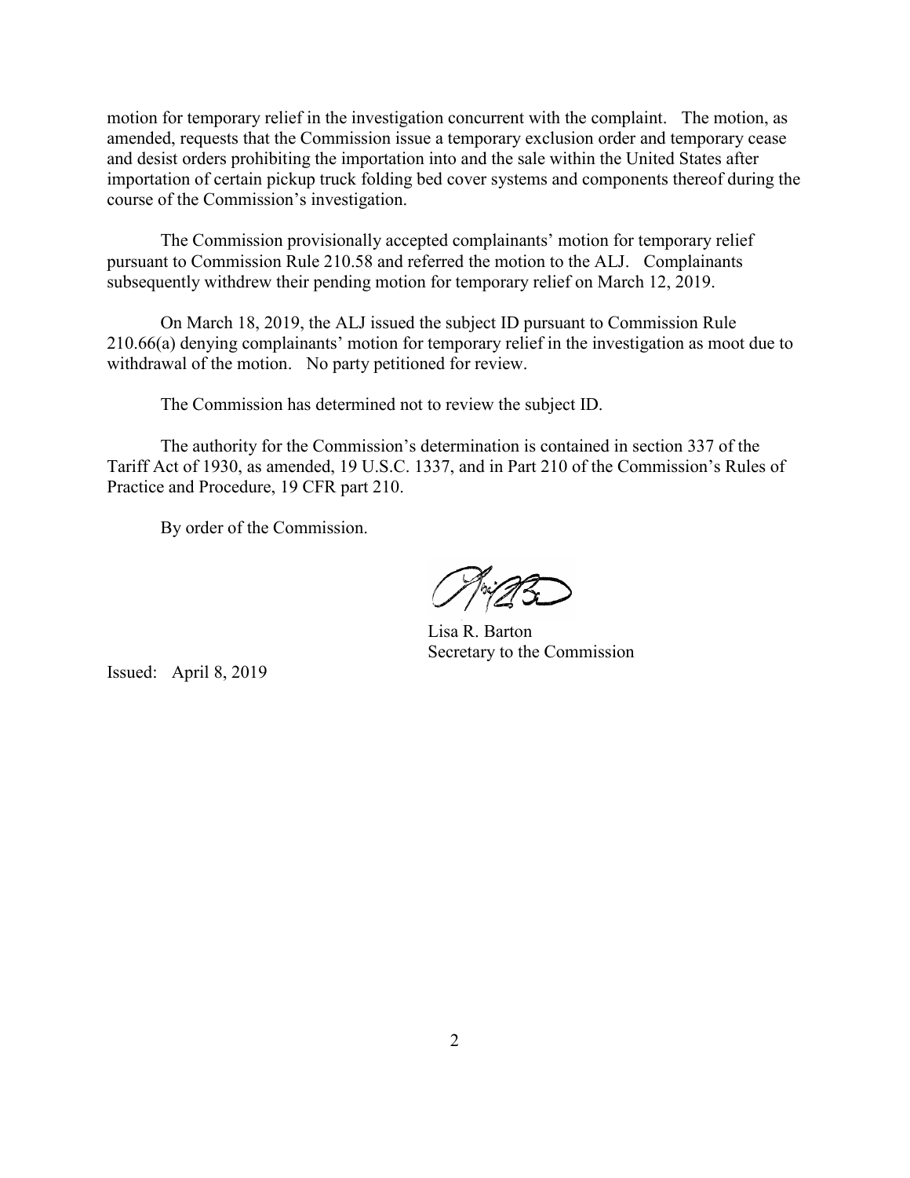motion for temporary relief in the investigation concurrent with the complaint. The motion, as amended, requests that the Commission issue a temporary exclusion order and temporary cease and desist orders prohibiting the importation into and the sale within the United States after importation of certain pickup truck folding bed cover systems and components thereof during the course of the Commission's investigation.

The Commission provisionally accepted complainants' motion for temporary relief pursuant to Commission Rule 210.58 and referred the motion to the ALJ. Complainants subsequently withdrew their pending motion for temporary relief on March 12, 2019.

On March 18, 2019, the ALJ issued the subject ID pursuant to Commission Rule 210.66(a) denying complainants' motion for temporary relief in the investigation as moot due to withdrawal of the motion. No party petitioned for review.

The Commission has determined not to review the subject ID.

The authority for the Commission's determination is contained in section 337 of the Tariff Act of 1930, as amended, 19 U.S.C. 1337, and in Part 210 of the Commission's Rules of Practice and Procedure, 19 CFR part 210.

By order of the Commission.

Lisa R. Barton
Secretary to the Commission

Issued: April 8, 2019